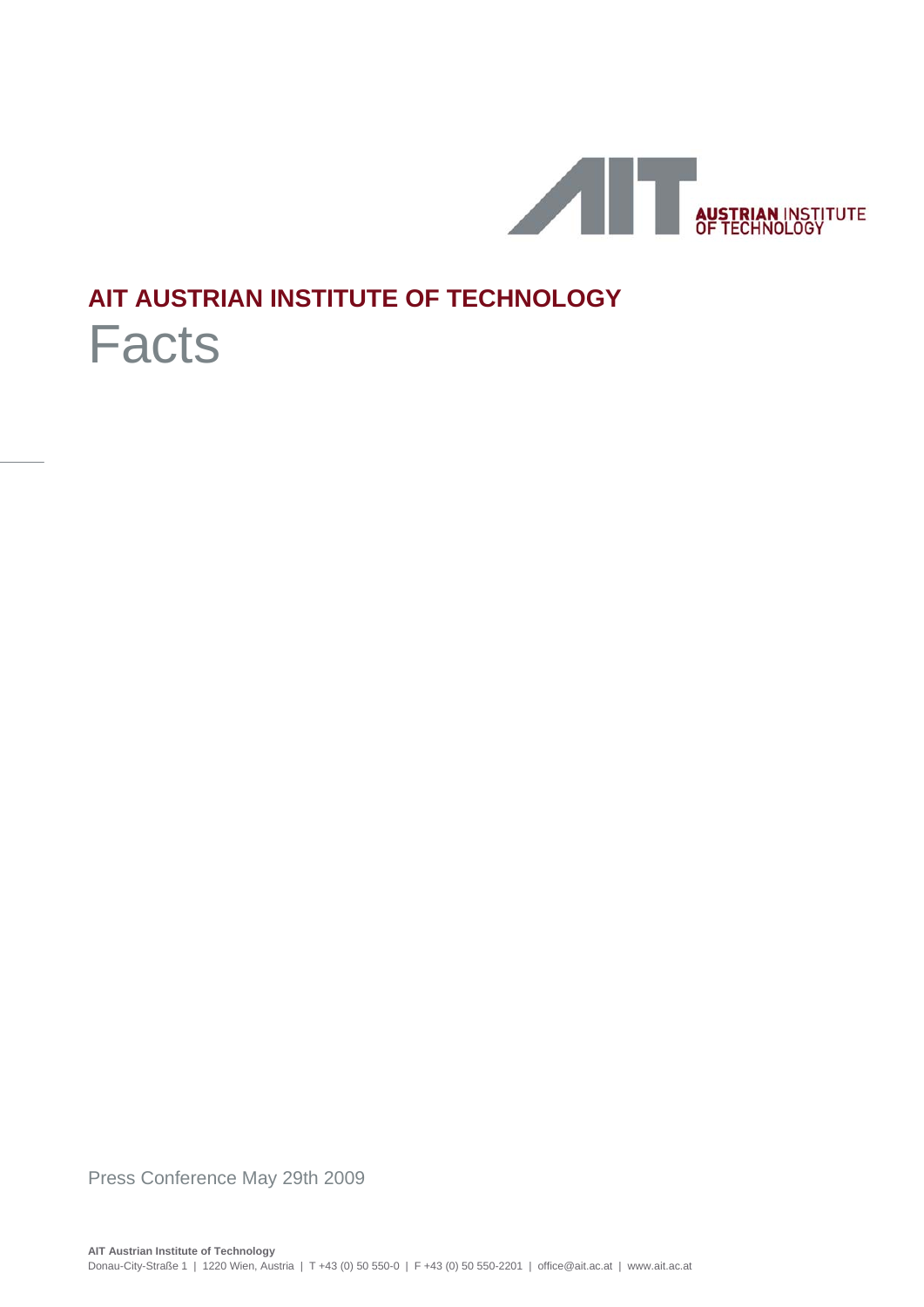# AIT AUSTRIAN INSTITUTE OF TECHNOLOGY

## Facts

Press Conference May 29th 2009

**AIT Austrian Institute of Technology**
Donau-City-Straße 1 | 1220 Wien, Austria | T +43 (0) 50 550-0 | F +43 (0) 50 550-2201 | office@ait.ac.at | www.ait.ac.at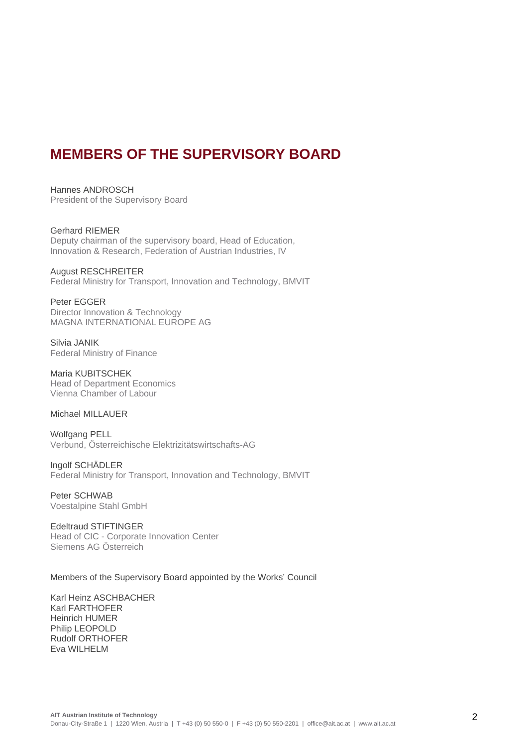# MEMBERS OF THE SUPERVISORY BOARD

Hannes ANDROSCH
President of the Supervisory Board

Gerhard RIEMER
Deputy chairman of the supervisory board, Head of Education, Innovation & Research, Federation of Austrian Industries, IV

August RESCHREITER
Federal Ministry for Transport, Innovation and Technology, BMVIT

Peter EGGER
Director Innovation & Technology
MAGNA INTERNATIONAL EUROPE AG

Silvia JANIK
Federal Ministry of Finance

Maria KUBITSCHEK
Head of Department Economics
Vienna Chamber of Labour

Michael MILLAUER

Wolfgang PELL
Verbund, Österreichische Elektrizitätswirtschafts-AG

Ingolf SCHÄDLER
Federal Ministry for Transport, Innovation and Technology, BMVIT

Peter SCHWAB
Voestalpine Stahl GmbH

Edeltraud STIFTINGER
Head of CIC - Corporate Innovation Center
Siemens AG Österreich

Members of the Supervisory Board appointed by the Works' Council

Karl Heinz ASCHBACHER
Karl FARTHOFER
Heinrich HUMER
Philip LEOPOLD
Rudolf ORTHOFER
Eva WILHELM

**AIT Austrian Institute of Technology**
Donau-City-Straße 1 | 1220 Wien, Austria | T +43 (0) 50 550-0 | F +43 (0) 50 550-2201 | office@ait.ac.at | www.ait.ac.at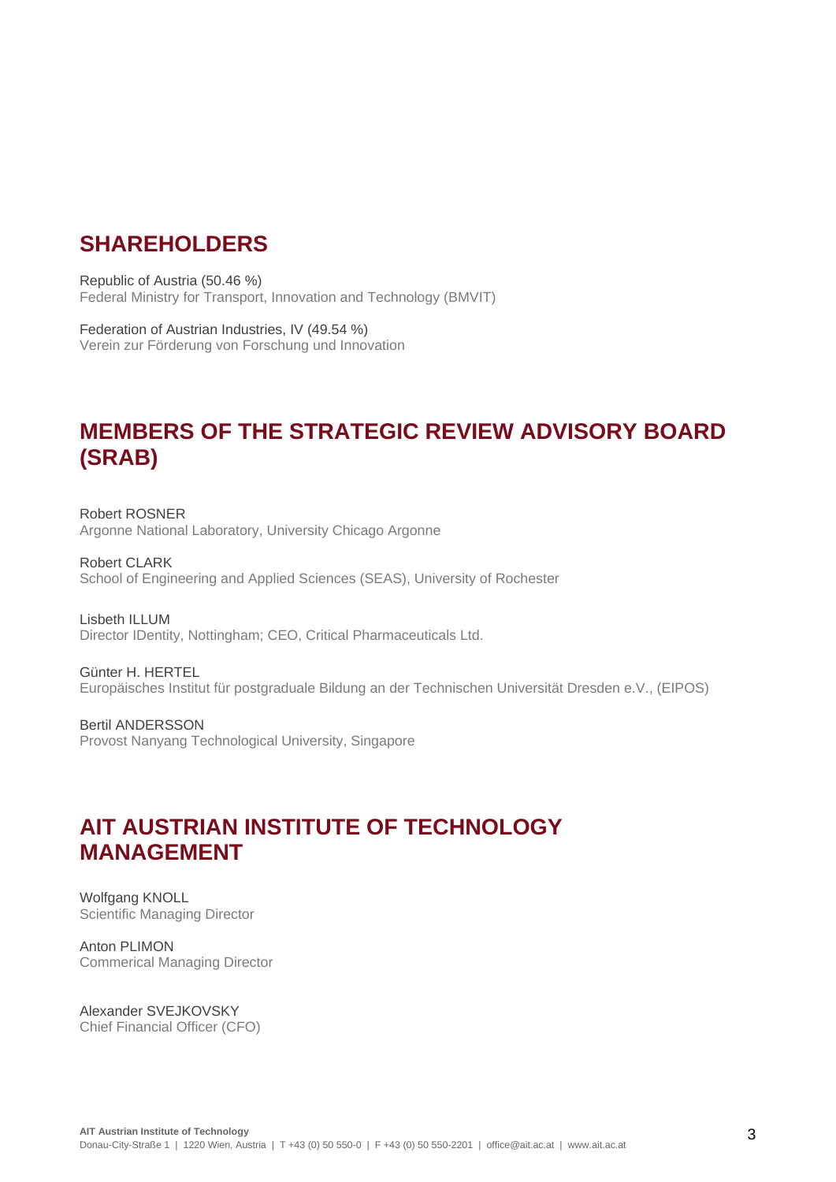## SHAREHOLDERS

Republic of Austria (50.46 %)
Federal Ministry for Transport, Innovation and Technology (BMVIT)

Federation of Austrian Industries, IV (49.54 %)
Verein zur Förderung von Forschung und Innovation

## MEMBERS OF THE STRATEGIC REVIEW ADVISORY BOARD (SRAB)

Robert ROSNER
Argonne National Laboratory, University Chicago Argonne

Robert CLARK
School of Engineering and Applied Sciences (SEAS), University of Rochester

Lisbeth ILLUM
Director IDentity, Nottingham; CEO, Critical Pharmaceuticals Ltd.

Günter H. HERTEL
Europäisches Institut für postgraduale Bildung an der Technischen Universität Dresden e.V., (EIPOS)

Bertil ANDERSSON
Provost Nanyang Technological University, Singapore

## AIT AUSTRIAN INSTITUTE OF TECHNOLOGY MANAGEMENT

Wolfgang KNOLL
Scientific Managing Director

Anton PLIMON
Commerical Managing Director

Alexander SVEJKOVSKY
Chief Financial Officer (CFO)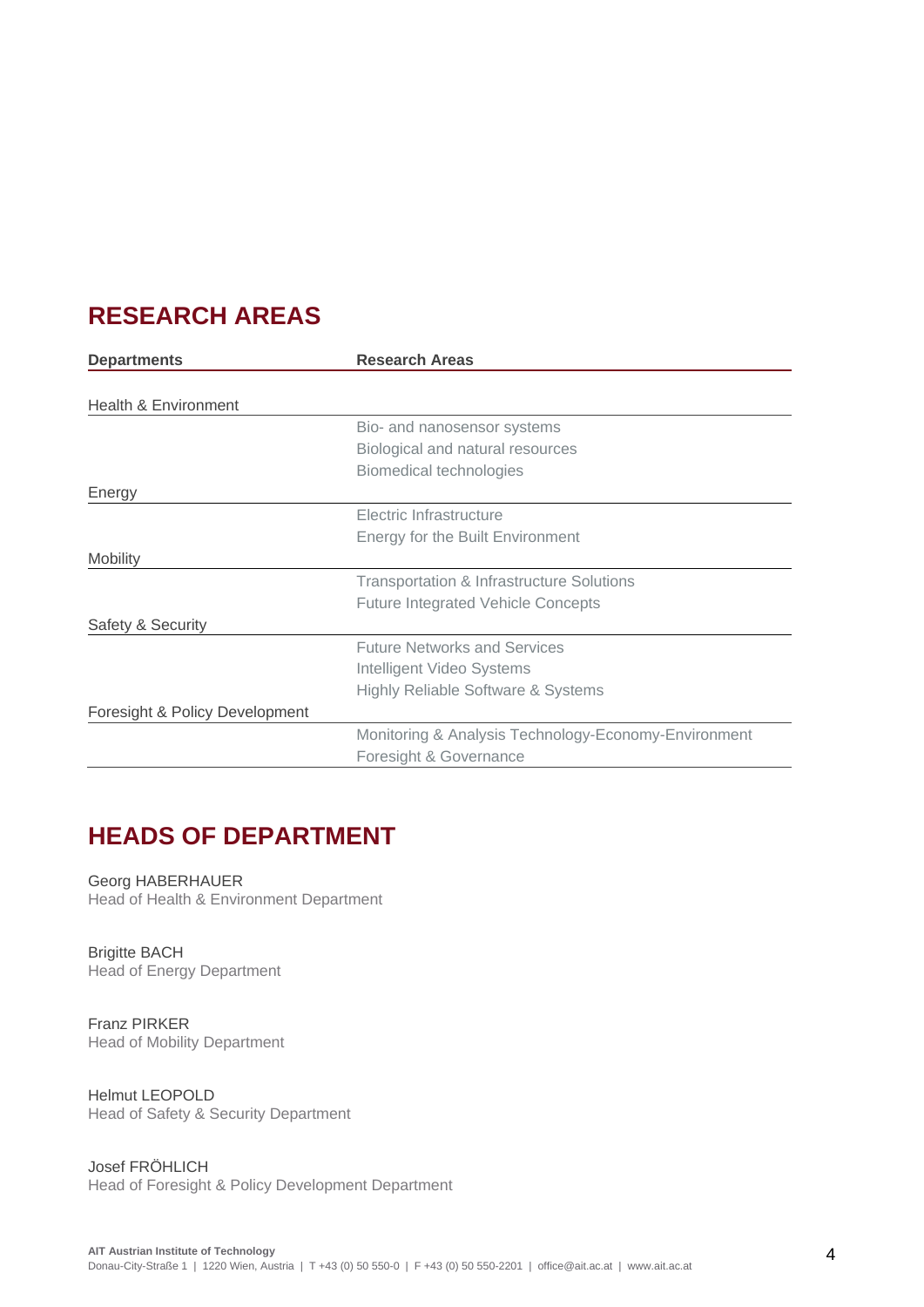## RESEARCH AREAS

| Departments | Research Areas |
|---|---|
| Health & Environment | |
| | Bio- and nanosensor systems |
| | Biological and natural resources |
| | Biomedical technologies |
| Energy | |
| | Electric Infrastructure |
| | Energy for the Built Environment |
| Mobility | |
| | Transportation & Infrastructure Solutions |
| | Future Integrated Vehicle Concepts |
| Safety & Security | |
| | Future Networks and Services |
| | Intelligent Video Systems |
| | Highly Reliable Software & Systems |
| Foresight & Policy Development | |
| | Monitoring & Analysis Technology-Economy-Environment |
| | Foresight & Governance |

## HEADS OF DEPARTMENT

Georg HABERHAUER
Head of Health & Environment Department

Brigitte BACH
Head of Energy Department

Franz PIRKER
Head of Mobility Department

Helmut LEOPOLD
Head of Safety & Security Department

Josef FRÖHLICH
Head of Foresight & Policy Development Department

**AIT Austrian Institute of Technology**
Donau-City-Straße 1 | 1220 Wien, Austria | T +43 (0) 50 550-0 | F +43 (0) 50 550-2201 | office@ait.ac.at | www.ait.ac.at